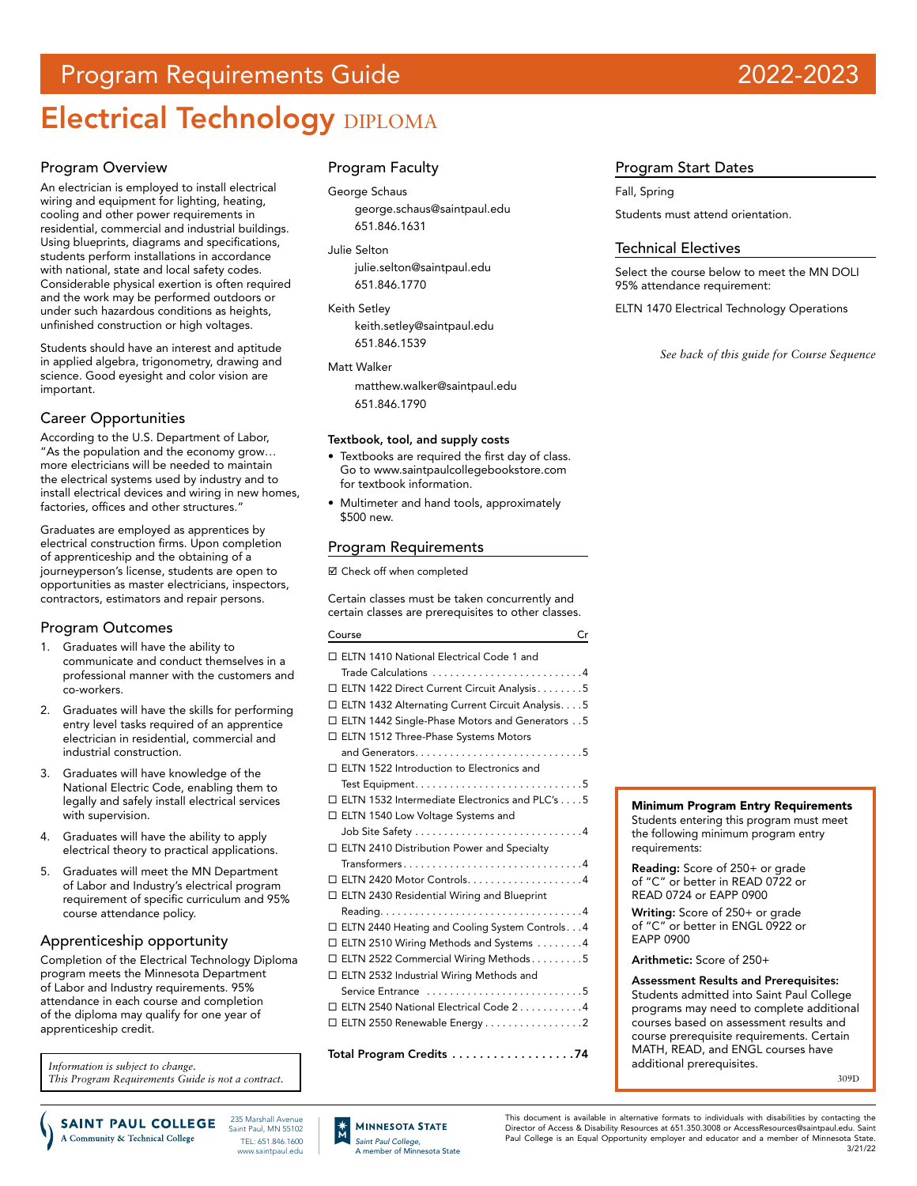# Program Requirements Guide 2022-2023

# Electrical Technology DIPLOMA

## Program Overview

An electrician is employed to install electrical wiring and equipment for lighting, heating, cooling and other power requirements in residential, commercial and industrial buildings. Using blueprints, diagrams and specifications, students perform installations in accordance with national, state and local safety codes. Considerable physical exertion is often required and the work may be performed outdoors or under such hazardous conditions as heights, unfinished construction or high voltages.

Students should have an interest and aptitude in applied algebra, trigonometry, drawing and science. Good eyesight and color vision are important.

## Career Opportunities

According to the U.S. Department of Labor, "As the population and the economy grow… more electricians will be needed to maintain the electrical systems used by industry and to install electrical devices and wiring in new homes, factories, offices and other structures."

Graduates are employed as apprentices by electrical construction firms. Upon completion of apprenticeship and the obtaining of a journeyperson's license, students are open to opportunities as master electricians, inspectors, contractors, estimators and repair persons.

## Program Outcomes

1. Graduates will have the ability to communicate and conduct themselves in a professional manner with the customers and co-workers.
2. Graduates will have the skills for performing entry level tasks required of an apprentice electrician in residential, commercial and industrial construction.
3. Graduates will have knowledge of the National Electric Code, enabling them to legally and safely install electrical services with supervision.
4. Graduates will have the ability to apply electrical theory to practical applications.
5. Graduates will meet the MN Department of Labor and Industry's electrical program requirement of specific curriculum and 95% course attendance policy.

## Apprenticeship opportunity

Completion of the Electrical Technology Diploma program meets the Minnesota Department of Labor and Industry requirements. 95% attendance in each course and completion of the diploma may qualify for one year of apprenticeship credit.

*Information is subject to change.*
*This Program Requirements Guide is not a contract.*

## Program Faculty

George Schaus
george.schaus@saintpaul.edu
651.846.1631

Julie Selton
julie.selton@saintpaul.edu
651.846.1770

Keith Setley
keith.setley@saintpaul.edu
651.846.1539

Matt Walker
matthew.walker@saintpaul.edu
651.846.1790

**Textbook, tool, and supply costs**

- Textbooks are required the first day of class. Go to www.saintpaulcollegebookstore.com for textbook information.
- Multimeter and hand tools, approximately $500 new.

## Program Requirements

☑ Check off when completed

Certain classes must be taken concurrently and certain classes are prerequisites to other classes.

| Course | Cr |
|---|---|
| ☐ ELTN 1410 National Electrical Code 1 and Trade Calculations | 4 |
| ☐ ELTN 1422 Direct Current Circuit Analysis | 5 |
| ☐ ELTN 1432 Alternating Current Circuit Analysis | 5 |
| ☐ ELTN 1442 Single-Phase Motors and Generators | 5 |
| ☐ ELTN 1512 Three-Phase Systems Motors and Generators | 5 |
| ☐ ELTN 1522 Introduction to Electronics and Test Equipment | 5 |
| ☐ ELTN 1532 Intermediate Electronics and PLC's | 5 |
| ☐ ELTN 1540 Low Voltage Systems and Job Site Safety | 4 |
| ☐ ELTN 2410 Distribution Power and Specialty Transformers | 4 |
| ☐ ELTN 2420 Motor Controls | 4 |
| ☐ ELTN 2430 Residential Wiring and Blueprint Reading | 4 |
| ☐ ELTN 2440 Heating and Cooling System Controls | 4 |
| ☐ ELTN 2510 Wiring Methods and Systems | 4 |
| ☐ ELTN 2522 Commercial Wiring Methods | 5 |
| ☐ ELTN 2532 Industrial Wiring Methods and Service Entrance | 5 |
| ☐ ELTN 2540 National Electrical Code 2 | 4 |
| ☐ ELTN 2550 Renewable Energy | 2 |
| **Total Program Credits** | **74** |

## Program Start Dates

Fall, Spring

Students must attend orientation.

## Technical Electives

Select the course below to meet the MN DOLI 95% attendance requirement:

ELTN 1470 Electrical Technology Operations

*See back of this guide for Course Sequence*

**Minimum Program Entry Requirements**
Students entering this program must meet the following minimum program entry requirements:

**Reading:** Score of 250+ or grade of "C" or better in READ 0722 or READ 0724 or EAPP 0900

**Writing:** Score of 250+ or grade of "C" or better in ENGL 0922 or EAPP 0900

**Arithmetic:** Score of 250+

**Assessment Results and Prerequisites:** Students admitted into Saint Paul College programs may need to complete additional courses based on assessment results and course prerequisite requirements. Certain MATH, READ, and ENGL courses have additional prerequisites.

309D

SAINT PAUL COLLEGE — A Community & Technical College
235 Marshall Avenue
Saint Paul, MN 55102
TEL: 651.846.1600
www.saintpaul.edu

MINNESOTA STATE — Saint Paul College, A member of Minnesota State

This document is available in alternative formats to individuals with disabilities by contacting the Director of Access & Disability Resources at 651.350.3008 or AccessResources@saintpaul.edu. Saint Paul College is an Equal Opportunity employer and educator and a member of Minnesota State. 3/21/22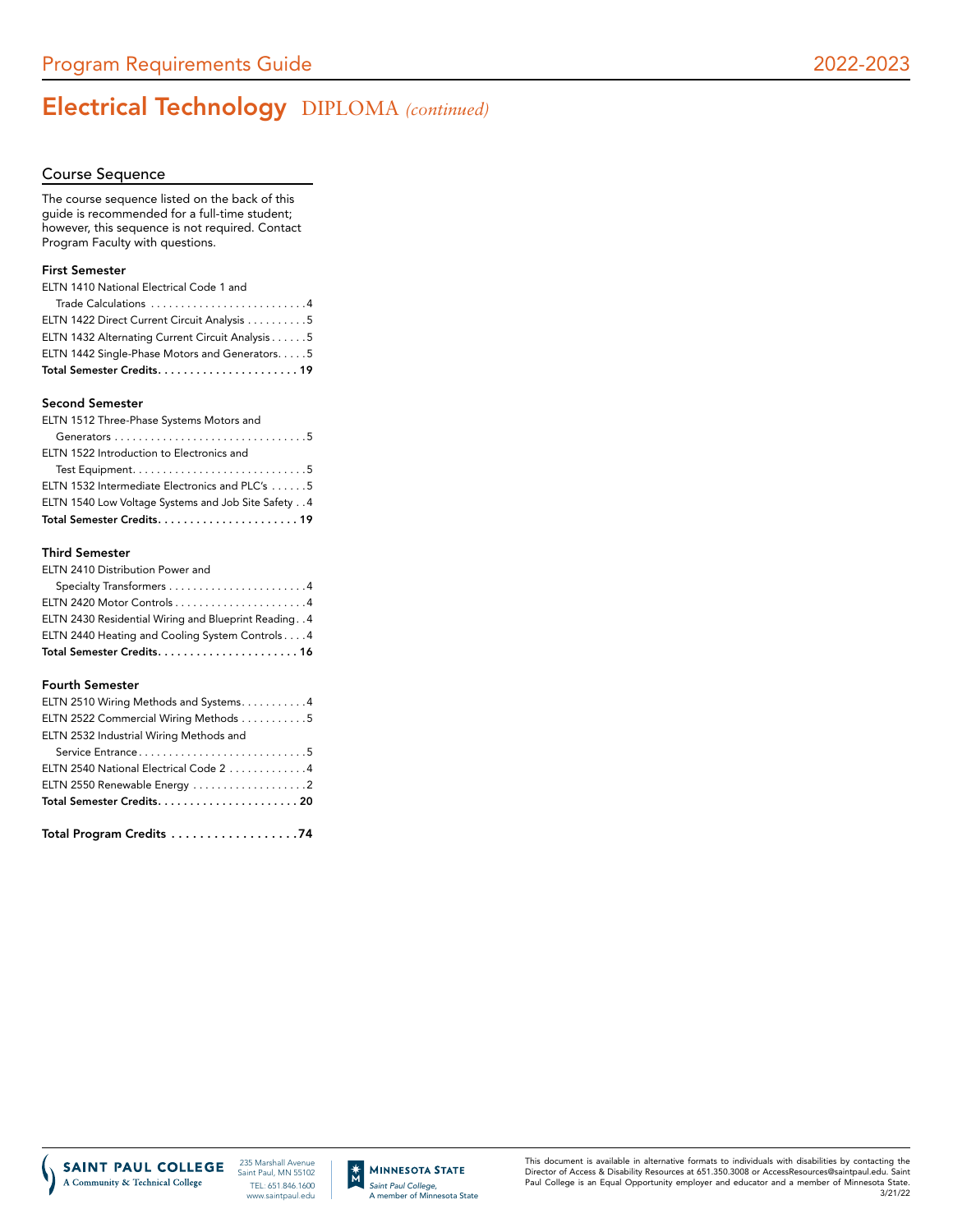# Electrical Technology DIPLOMA *(continued)*

## Course Sequence

The course sequence listed on the back of this guide is recommended for a full-time student; however, this sequence is not required. Contact Program Faculty with questions.

### First Semester

| Course | Credits |
|---|---|
| ELTN 1410 National Electrical Code 1 and Trade Calculations | 4 |
| ELTN 1422 Direct Current Circuit Analysis | 5 |
| ELTN 1432 Alternating Current Circuit Analysis | 5 |
| ELTN 1442 Single-Phase Motors and Generators | 5 |
| **Total Semester Credits** | **19** |

### Second Semester

| Course | Credits |
|---|---|
| ELTN 1512 Three-Phase Systems Motors and Generators | 5 |
| ELTN 1522 Introduction to Electronics and Test Equipment | 5 |
| ELTN 1532 Intermediate Electronics and PLC's | 5 |
| ELTN 1540 Low Voltage Systems and Job Site Safety | 4 |
| **Total Semester Credits** | **19** |

### Third Semester

| Course | Credits |
|---|---|
| ELTN 2410 Distribution Power and Specialty Transformers | 4 |
| ELTN 2420 Motor Controls | 4 |
| ELTN 2430 Residential Wiring and Blueprint Reading | 4 |
| ELTN 2440 Heating and Cooling System Controls | 4 |
| **Total Semester Credits** | **16** |

### Fourth Semester

| Course | Credits |
|---|---|
| ELTN 2510 Wiring Methods and Systems | 4 |
| ELTN 2522 Commercial Wiring Methods | 5 |
| ELTN 2532 Industrial Wiring Methods and Service Entrance | 5 |
| ELTN 2540 National Electrical Code 2 | 4 |
| ELTN 2550 Renewable Energy | 2 |
| **Total Semester Credits** | **20** |

**Total Program Credits ..................74**

SAINT PAUL COLLEGE
A Community & Technical College

235 Marshall Avenue
Saint Paul, MN 55102
TEL: 651.846.1600
www.saintpaul.edu

MINNESOTA STATE
*Saint Paul College, A member of Minnesota State*

This document is available in alternative formats to individuals with disabilities by contacting the Director of Access & Disability Resources at 651.350.3008 or AccessResources@saintpaul.edu. Saint Paul College is an Equal Opportunity employer and educator and a member of Minnesota State. 3/21/22